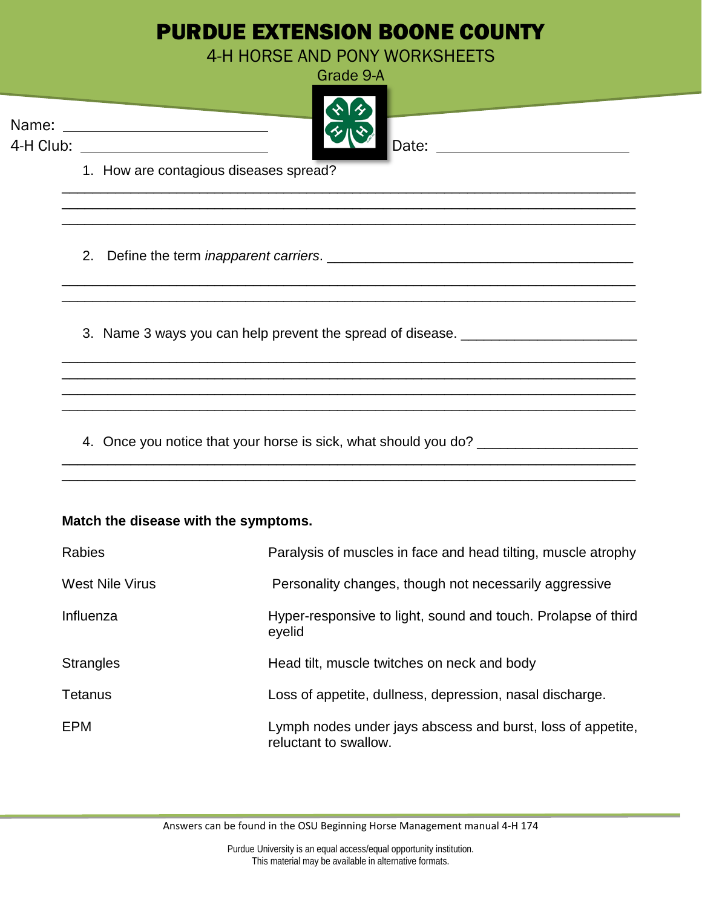# PURDUE EXTENSION BOONE COUNTY

## 4-H HORSE AND PONY WORKSHEETS

Grade 9-A

Name: ______________________

4-H Club: ______________________

Date: ______________________

1. How are contagious diseases spread?

______________________________________________________________________

______________________________________________________________________

______________________________________________________________________

2. Define the term *inapparent carriers*. ________________________________

______________________________________________________________________

______________________________________________________________________

3. Name 3 ways you can help prevent the spread of disease. ____________________

______________________________________________________________________

______________________________________________________________________

______________________________________________________________________

______________________________________________________________________

4. Once you notice that your horse is sick, what should you do? __________________

______________________________________________________________________

______________________________________________________________________

**Match the disease with the symptoms.**

| | |
|---|---|
| Rabies | Paralysis of muscles in face and head tilting, muscle atrophy |
| West Nile Virus | Personality changes, though not necessarily aggressive |
| Influenza | Hyper-responsive to light, sound and touch. Prolapse of third eyelid |
| Strangles | Head tilt, muscle twitches on neck and body |
| Tetanus | Loss of appetite, dullness, depression, nasal discharge. |
| EPM | Lymph nodes under jays abscess and burst, loss of appetite, reluctant to swallow. |

Answers can be found in the OSU Beginning Horse Management manual 4-H 174

Purdue University is an equal access/equal opportunity institution.
This material may be available in alternative formats.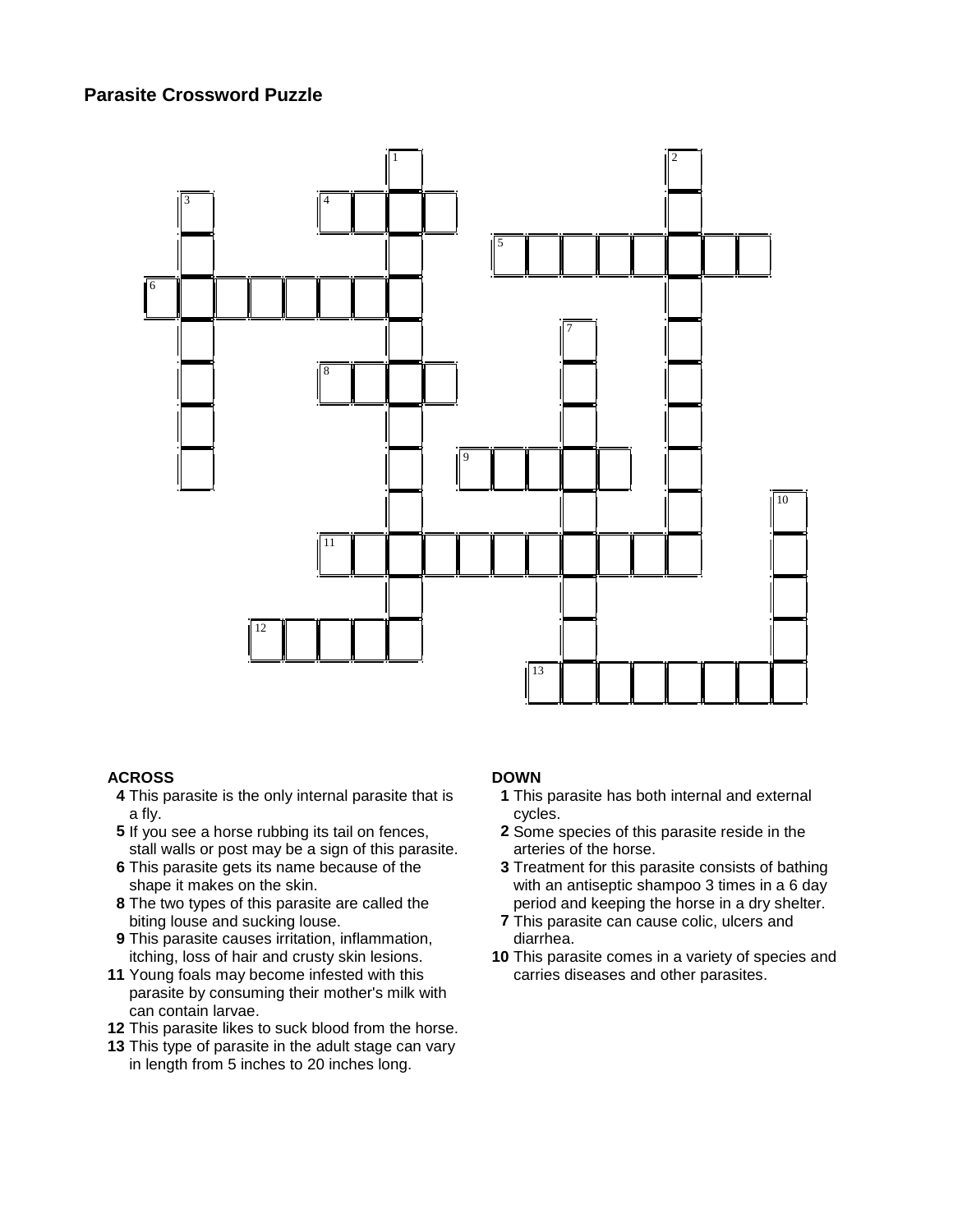## Parasite Crossword Puzzle

### ACROSS

**4** This parasite is the only internal parasite that is a fly.

**5** If you see a horse rubbing its tail on fences, stall walls or post may be a sign of this parasite.

**6** This parasite gets its name because of the shape it makes on the skin.

**8** The two types of this parasite are called the biting louse and sucking louse.

**9** This parasite causes irritation, inflammation, itching, loss of hair and crusty skin lesions.

**11** Young foals may become infested with this parasite by consuming their mother's milk with can contain larvae.

**12** This parasite likes to suck blood from the horse.

**13** This type of parasite in the adult stage can vary in length from 5 inches to 20 inches long.

### DOWN

**1** This parasite has both internal and external cycles.

**2** Some species of this parasite reside in the arteries of the horse.

**3** Treatment for this parasite consists of bathing with an antiseptic shampoo 3 times in a 6 day period and keeping the horse in a dry shelter.

**7** This parasite can cause colic, ulcers and diarrhea.

**10** This parasite comes in a variety of species and carries diseases and other parasites.